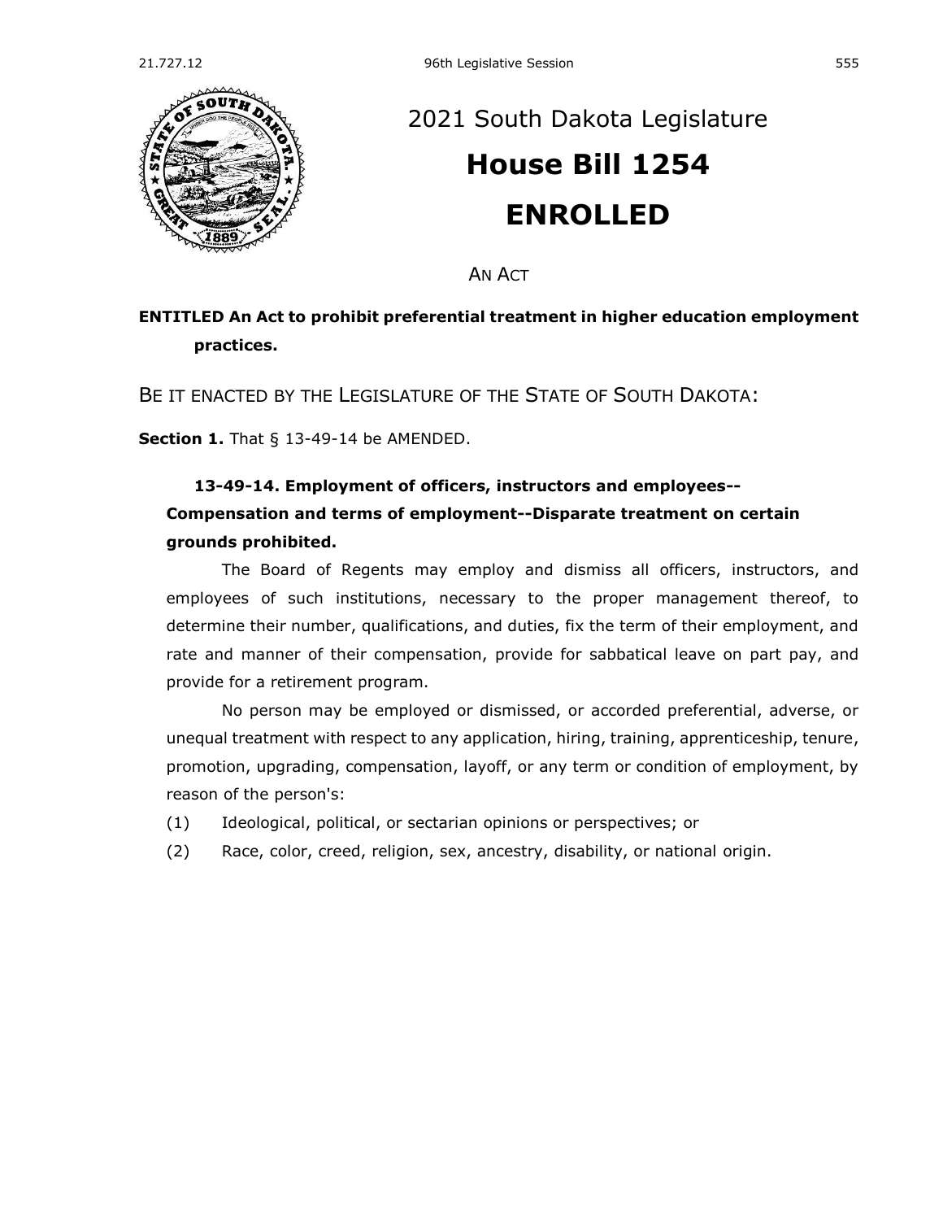# 2021 South Dakota Legislature

# House Bill 1254

# ENROLLED

AN ACT

**ENTITLED An Act to prohibit preferential treatment in higher education employment practices.**

BE IT ENACTED BY THE LEGISLATURE OF THE STATE OF SOUTH DAKOTA:

**Section 1.** That § 13-49-14 be AMENDED.

**13-49-14. Employment of officers, instructors and employees--Compensation and terms of employment--Disparate treatment on certain grounds prohibited.**

The Board of Regents may employ and dismiss all officers, instructors, and employees of such institutions, necessary to the proper management thereof, to determine their number, qualifications, and duties, fix the term of their employment, and rate and manner of their compensation, provide for sabbatical leave on part pay, and provide for a retirement program.

No person may be employed or dismissed, or accorded preferential, adverse, or unequal treatment with respect to any application, hiring, training, apprenticeship, tenure, promotion, upgrading, compensation, layoff, or any term or condition of employment, by reason of the person's:

(1) Ideological, political, or sectarian opinions or perspectives; or

(2) Race, color, creed, religion, sex, ancestry, disability, or national origin.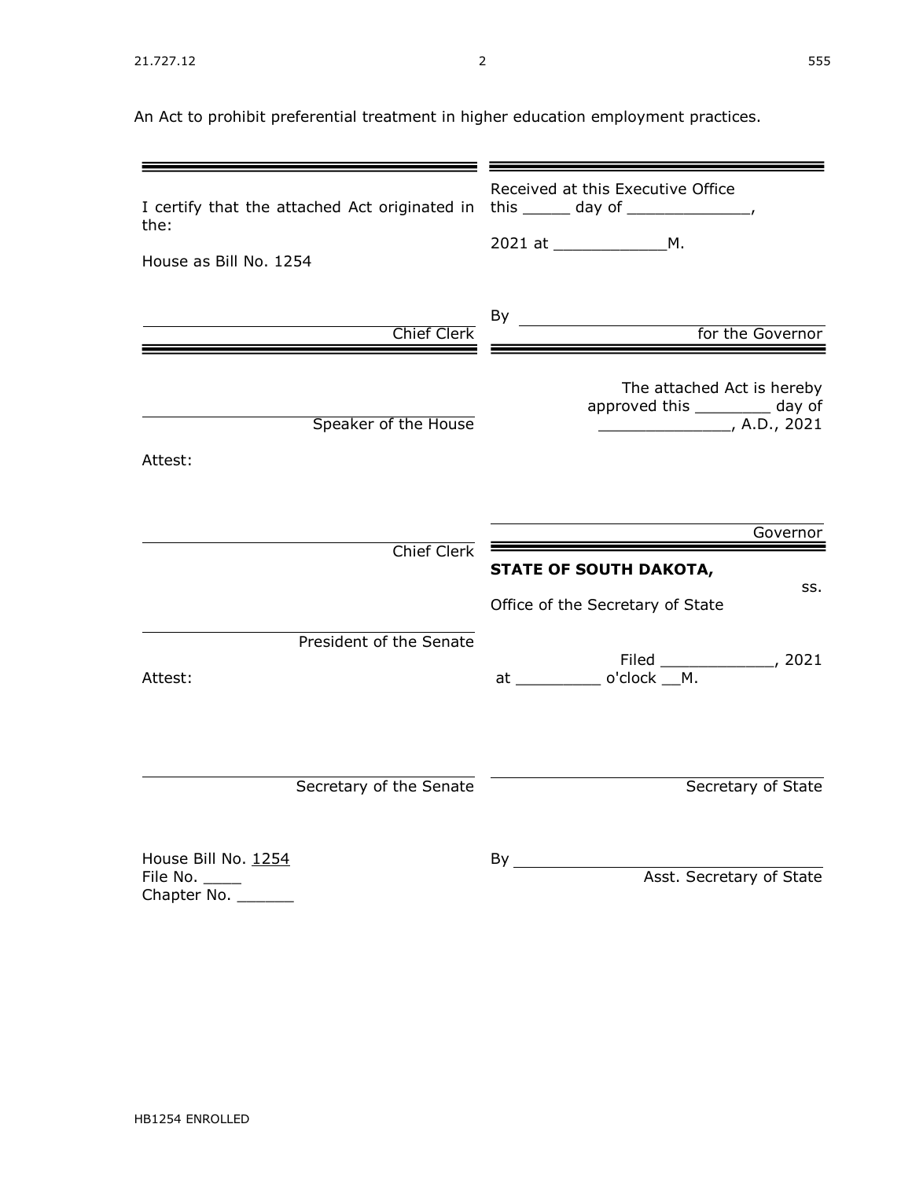An Act to prohibit preferential treatment in higher education employment practices.

I certify that the attached Act originated in the:

House as Bill No. 1254

Chief Clerk

Speaker of the House

Attest:

Chief Clerk

President of the Senate

Attest:

Secretary of the Senate

House Bill No. 1254
File No. ____
Chapter No. ______

Received at this Executive Office this _____ day of _____________,

2021 at ____________M.

By

for the Governor

The attached Act is hereby approved this ________ day of ______________, A.D., 2021

Governor

**STATE OF SOUTH DAKOTA,**

ss.

Office of the Secretary of State

Filed ____________, 2021 at _________ o'clock __M.

Secretary of State

By

Asst. Secretary of State